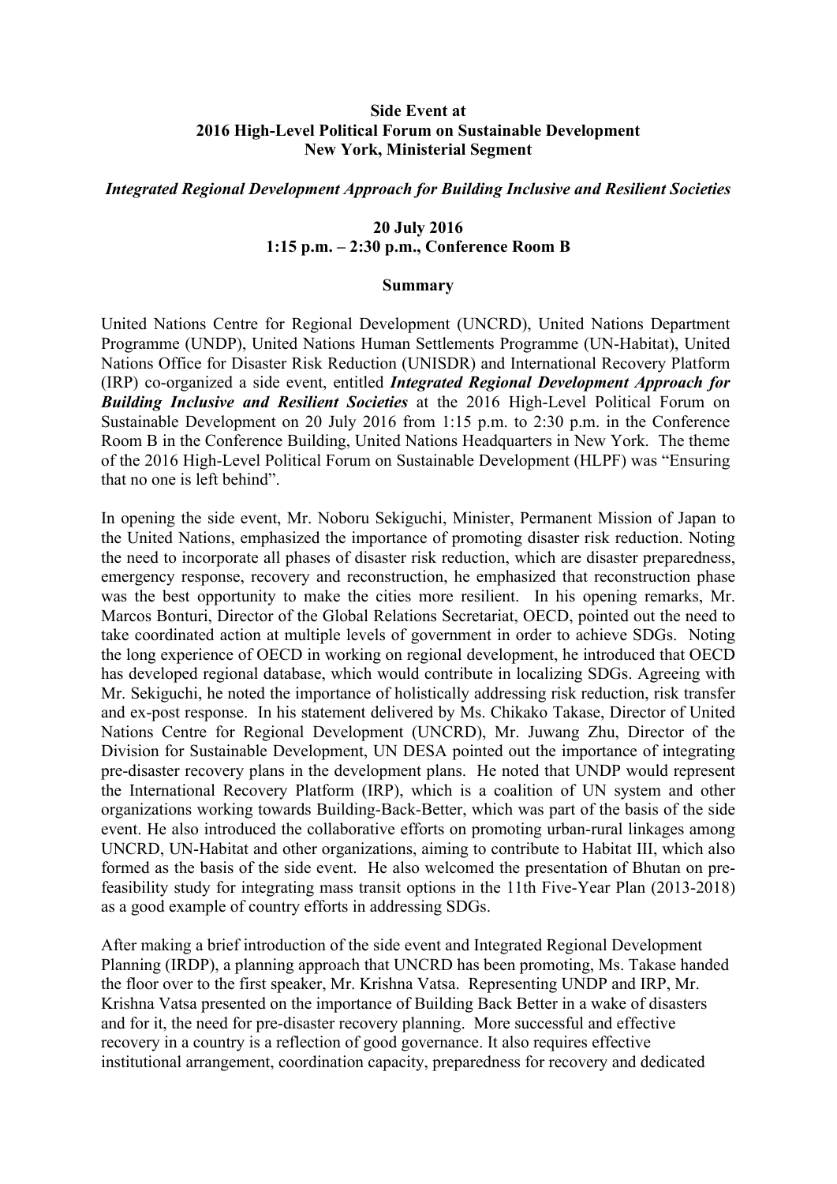**Side Event at**
**2016 High-Level Political Forum on Sustainable Development**
**New York, Ministerial Segment**

***Integrated Regional Development Approach for Building Inclusive and Resilient Societies***

**20 July 2016**
**1:15 p.m. – 2:30 p.m., Conference Room B**

**Summary**

United Nations Centre for Regional Development (UNCRD), United Nations Department Programme (UNDP), United Nations Human Settlements Programme (UN-Habitat), United Nations Office for Disaster Risk Reduction (UNISDR) and International Recovery Platform (IRP) co-organized a side event, entitled ***Integrated Regional Development Approach for Building Inclusive and Resilient Societies*** at the 2016 High-Level Political Forum on Sustainable Development on 20 July 2016 from 1:15 p.m. to 2:30 p.m. in the Conference Room B in the Conference Building, United Nations Headquarters in New York. The theme of the 2016 High-Level Political Forum on Sustainable Development (HLPF) was "Ensuring that no one is left behind".

In opening the side event, Mr. Noboru Sekiguchi, Minister, Permanent Mission of Japan to the United Nations, emphasized the importance of promoting disaster risk reduction. Noting the need to incorporate all phases of disaster risk reduction, which are disaster preparedness, emergency response, recovery and reconstruction, he emphasized that reconstruction phase was the best opportunity to make the cities more resilient. In his opening remarks, Mr. Marcos Bonturi, Director of the Global Relations Secretariat, OECD, pointed out the need to take coordinated action at multiple levels of government in order to achieve SDGs. Noting the long experience of OECD in working on regional development, he introduced that OECD has developed regional database, which would contribute in localizing SDGs. Agreeing with Mr. Sekiguchi, he noted the importance of holistically addressing risk reduction, risk transfer and ex-post response. In his statement delivered by Ms. Chikako Takase, Director of United Nations Centre for Regional Development (UNCRD), Mr. Juwang Zhu, Director of the Division for Sustainable Development, UN DESA pointed out the importance of integrating pre-disaster recovery plans in the development plans. He noted that UNDP would represent the International Recovery Platform (IRP), which is a coalition of UN system and other organizations working towards Building-Back-Better, which was part of the basis of the side event. He also introduced the collaborative efforts on promoting urban-rural linkages among UNCRD, UN-Habitat and other organizations, aiming to contribute to Habitat III, which also formed as the basis of the side event. He also welcomed the presentation of Bhutan on pre-feasibility study for integrating mass transit options in the 11th Five-Year Plan (2013-2018) as a good example of country efforts in addressing SDGs.

After making a brief introduction of the side event and Integrated Regional Development Planning (IRDP), a planning approach that UNCRD has been promoting, Ms. Takase handed the floor over to the first speaker, Mr. Krishna Vatsa. Representing UNDP and IRP, Mr. Krishna Vatsa presented on the importance of Building Back Better in a wake of disasters and for it, the need for pre-disaster recovery planning. More successful and effective recovery in a country is a reflection of good governance. It also requires effective institutional arrangement, coordination capacity, preparedness for recovery and dedicated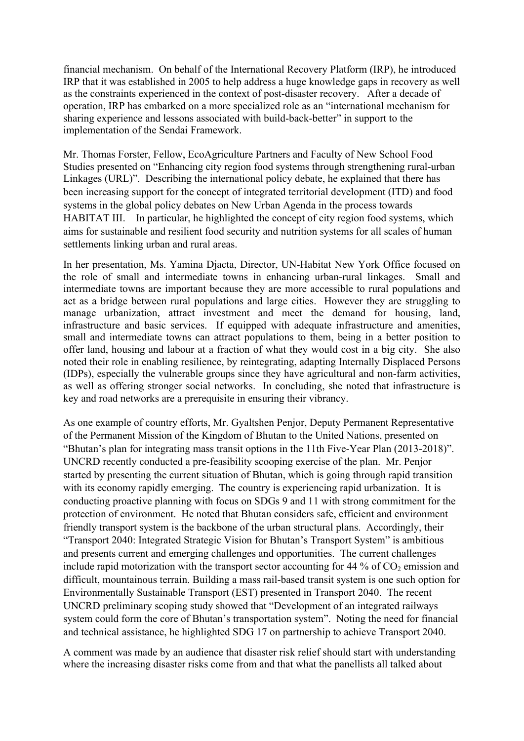financial mechanism. On behalf of the International Recovery Platform (IRP), he introduced IRP that it was established in 2005 to help address a huge knowledge gaps in recovery as well as the constraints experienced in the context of post-disaster recovery. After a decade of operation, IRP has embarked on a more specialized role as an "international mechanism for sharing experience and lessons associated with build-back-better" in support to the implementation of the Sendai Framework.

Mr. Thomas Forster, Fellow, EcoAgriculture Partners and Faculty of New School Food Studies presented on "Enhancing city region food systems through strengthening rural-urban Linkages (URL)". Describing the international policy debate, he explained that there has been increasing support for the concept of integrated territorial development (ITD) and food systems in the global policy debates on New Urban Agenda in the process towards HABITAT III. In particular, he highlighted the concept of city region food systems, which aims for sustainable and resilient food security and nutrition systems for all scales of human settlements linking urban and rural areas.

In her presentation, Ms. Yamina Djacta, Director, UN-Habitat New York Office focused on the role of small and intermediate towns in enhancing urban-rural linkages. Small and intermediate towns are important because they are more accessible to rural populations and act as a bridge between rural populations and large cities. However they are struggling to manage urbanization, attract investment and meet the demand for housing, land, infrastructure and basic services. If equipped with adequate infrastructure and amenities, small and intermediate towns can attract populations to them, being in a better position to offer land, housing and labour at a fraction of what they would cost in a big city. She also noted their role in enabling resilience, by reintegrating, adapting Internally Displaced Persons (IDPs), especially the vulnerable groups since they have agricultural and non-farm activities, as well as offering stronger social networks. In concluding, she noted that infrastructure is key and road networks are a prerequisite in ensuring their vibrancy.

As one example of country efforts, Mr. Gyaltshen Penjor, Deputy Permanent Representative of the Permanent Mission of the Kingdom of Bhutan to the United Nations, presented on "Bhutan's plan for integrating mass transit options in the 11th Five-Year Plan (2013-2018)". UNCRD recently conducted a pre-feasibility scooping exercise of the plan. Mr. Penjor started by presenting the current situation of Bhutan, which is going through rapid transition with its economy rapidly emerging. The country is experiencing rapid urbanization. It is conducting proactive planning with focus on SDGs 9 and 11 with strong commitment for the protection of environment. He noted that Bhutan considers safe, efficient and environment friendly transport system is the backbone of the urban structural plans. Accordingly, their "Transport 2040: Integrated Strategic Vision for Bhutan's Transport System" is ambitious and presents current and emerging challenges and opportunities. The current challenges include rapid motorization with the transport sector accounting for 44 % of $CO_2$ emission and difficult, mountainous terrain. Building a mass rail-based transit system is one such option for Environmentally Sustainable Transport (EST) presented in Transport 2040. The recent UNCRD preliminary scoping study showed that "Development of an integrated railways system could form the core of Bhutan's transportation system". Noting the need for financial and technical assistance, he highlighted SDG 17 on partnership to achieve Transport 2040.

A comment was made by an audience that disaster risk relief should start with understanding where the increasing disaster risks come from and that what the panellists all talked about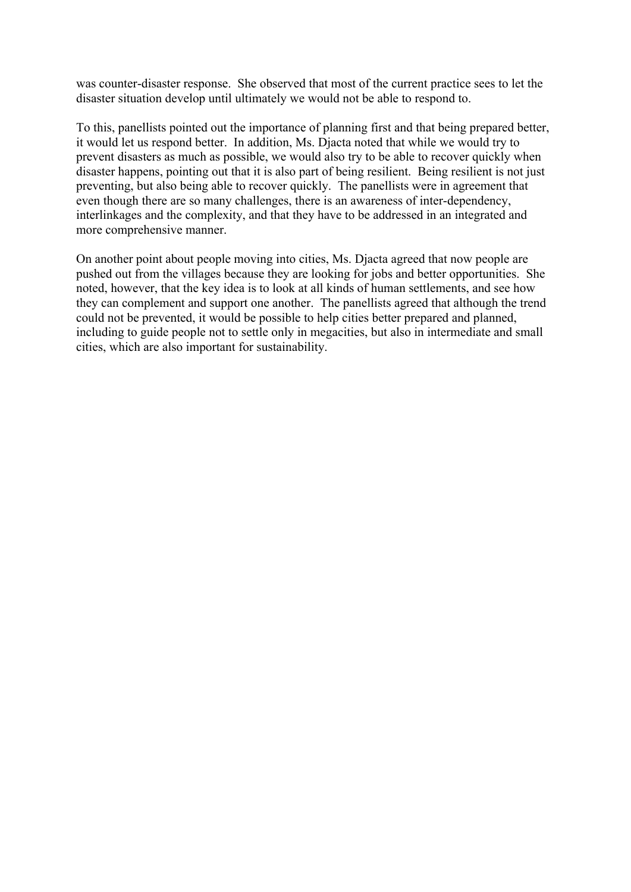was counter-disaster response. She observed that most of the current practice sees to let the disaster situation develop until ultimately we would not be able to respond to.

To this, panellists pointed out the importance of planning first and that being prepared better, it would let us respond better. In addition, Ms. Djacta noted that while we would try to prevent disasters as much as possible, we would also try to be able to recover quickly when disaster happens, pointing out that it is also part of being resilient. Being resilient is not just preventing, but also being able to recover quickly. The panellists were in agreement that even though there are so many challenges, there is an awareness of inter-dependency, interlinkages and the complexity, and that they have to be addressed in an integrated and more comprehensive manner.

On another point about people moving into cities, Ms. Djacta agreed that now people are pushed out from the villages because they are looking for jobs and better opportunities. She noted, however, that the key idea is to look at all kinds of human settlements, and see how they can complement and support one another. The panellists agreed that although the trend could not be prevented, it would be possible to help cities better prepared and planned, including to guide people not to settle only in megacities, but also in intermediate and small cities, which are also important for sustainability.